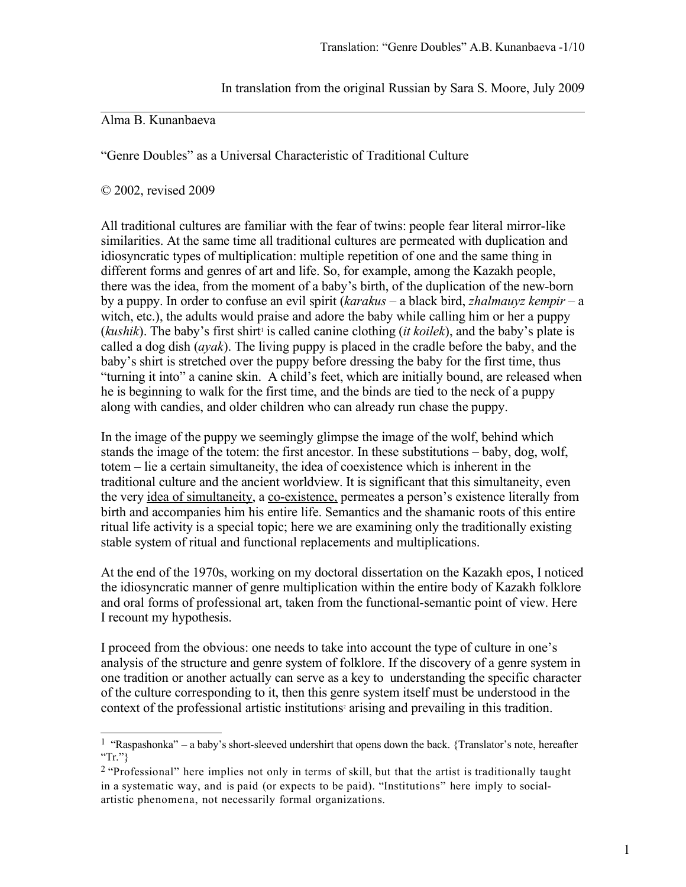In translation from the original Russian by Sara S. Moore, July 2009

---

Alma B. Kunanbaeva

"Genre Doubles" as a Universal Characteristic of Traditional Culture

© 2002, revised 2009

All traditional cultures are familiar with the fear of twins: people fear literal mirror-like similarities. At the same time all traditional cultures are permeated with duplication and idiosyncratic types of multiplication: multiple repetition of one and the same thing in different forms and genres of art and life. So, for example, among the Kazakh people, there was the idea, from the moment of a baby's birth, of the duplication of the new-born by a puppy. In order to confuse an evil spirit (*karakus* – a black bird, *zhalmauyz kempir* – a witch, etc.), the adults would praise and adore the baby while calling him or her a puppy (*kushik*). The baby's first shirt[1] is called canine clothing (*it koilek*), and the baby's plate is called a dog dish (*ayak*). The living puppy is placed in the cradle before the baby, and the baby's shirt is stretched over the puppy before dressing the baby for the first time, thus "turning it into" a canine skin. A child's feet, which are initially bound, are released when he is beginning to walk for the first time, and the binds are tied to the neck of a puppy along with candies, and older children who can already run chase the puppy.

In the image of the puppy we seemingly glimpse the image of the wolf, behind which stands the image of the totem: the first ancestor. In these substitutions – baby, dog, wolf, totem – lie a certain simultaneity, the idea of coexistence which is inherent in the traditional culture and the ancient worldview. It is significant that this simultaneity, even the very <u>idea of simultaneity</u>, a <u>co-existence,</u> permeates a person's existence literally from birth and accompanies him his entire life. Semantics and the shamanic roots of this entire ritual life activity is a special topic; here we are examining only the traditionally existing stable system of ritual and functional replacements and multiplications.

At the end of the 1970s, working on my doctoral dissertation on the Kazakh epos, I noticed the idiosyncratic manner of genre multiplication within the entire body of Kazakh folklore and oral forms of professional art, taken from the functional-semantic point of view. Here I recount my hypothesis.

I proceed from the obvious: one needs to take into account the type of culture in one's analysis of the structure and genre system of folklore. If the discovery of a genre system in one tradition or another actually can serve as a key to understanding the specific character of the culture corresponding to it, then this genre system itself must be understood in the context of the professional artistic institutions[2] arising and prevailing in this tradition.

---

[1] "Raspashonka" – a baby's short-sleeved undershirt that opens down the back. {Translator's note, hereafter "Tr."}

[2] "Professional" here implies not only in terms of skill, but that the artist is traditionally taught in a systematic way, and is paid (or expects to be paid). "Institutions" here imply to social-artistic phenomena, not necessarily formal organizations.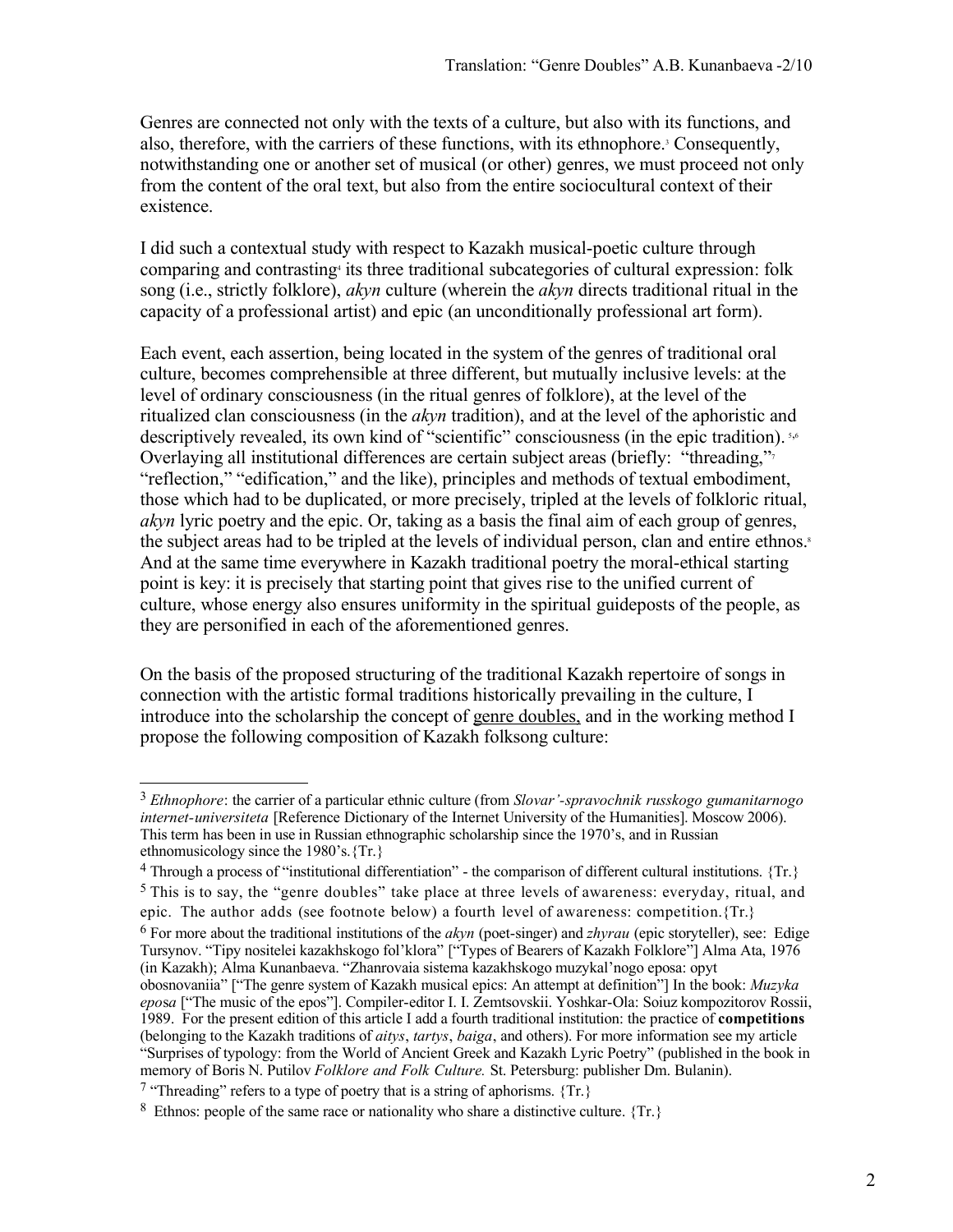Genres are connected not only with the texts of a culture, but also with its functions, and also, therefore, with the carriers of these functions, with its ethnophore.[3] Consequently, notwithstanding one or another set of musical (or other) genres, we must proceed not only from the content of the oral text, but also from the entire sociocultural context of their existence.

I did such a contextual study with respect to Kazakh musical-poetic culture through comparing and contrasting[4] its three traditional subcategories of cultural expression: folk song (i.e., strictly folklore), *akyn* culture (wherein the *akyn* directs traditional ritual in the capacity of a professional artist) and epic (an unconditionally professional art form).

Each event, each assertion, being located in the system of the genres of traditional oral culture, becomes comprehensible at three different, but mutually inclusive levels: at the level of ordinary consciousness (in the ritual genres of folklore), at the level of the ritualized clan consciousness (in the *akyn* tradition), and at the level of the aphoristic and descriptively revealed, its own kind of "scientific" consciousness (in the epic tradition).[5,6] Overlaying all institutional differences are certain subject areas (briefly: "threading,"[7] "reflection," "edification," and the like), principles and methods of textual embodiment, those which had to be duplicated, or more precisely, tripled at the levels of folkloric ritual, *akyn* lyric poetry and the epic. Or, taking as a basis the final aim of each group of genres, the subject areas had to be tripled at the levels of individual person, clan and entire ethnos.[8] And at the same time everywhere in Kazakh traditional poetry the moral-ethical starting point is key: it is precisely that starting point that gives rise to the unified current of culture, whose energy also ensures uniformity in the spiritual guideposts of the people, as they are personified in each of the aforementioned genres.

On the basis of the proposed structuring of the traditional Kazakh repertoire of songs in connection with the artistic formal traditions historically prevailing in the culture, I introduce into the scholarship the concept of <u>genre doubles,</u> and in the working method I propose the following composition of Kazakh folksong culture:

---

[3] *Ethnophore*: the carrier of a particular ethnic culture (from *Slovar'-spravochnik russkogo gumanitarnogo internet-universiteta* [Reference Dictionary of the Internet University of the Humanities]. Moscow 2006). This term has been in use in Russian ethnographic scholarship since the 1970's, and in Russian ethnomusicology since the 1980's.{Tr.}

[4] Through a process of "institutional differentiation" - the comparison of different cultural institutions. {Tr.}

[5] This is to say, the "genre doubles" take place at three levels of awareness: everyday, ritual, and epic. The author adds (see footnote below) a fourth level of awareness: competition.{Tr.}

[6] For more about the traditional institutions of the *akyn* (poet-singer) and *zhyrau* (epic storyteller), see: Edige Tursynov. "Tipy nositelei kazakhskogo fol'klora" ["Types of Bearers of Kazakh Folklore"] Alma Ata, 1976 (in Kazakh); Alma Kunanbaeva. "Zhanrovaia sistema kazakhskogo muzykal'nogo eposa: opyt obosnovaniia" ["The genre system of Kazakh musical epics: An attempt at definition"] In the book: *Muzyka eposa* ["The music of the epos"]. Compiler-editor I. I. Zemtsovskii. Yoshkar-Ola: Soiuz kompozitorov Rossii, 1989. For the present edition of this article I add a fourth traditional institution: the practice of **competitions** (belonging to the Kazakh traditions of *aitys*, *tartys*, *baiga*, and others). For more information see my article "Surprises of typology: from the World of Ancient Greek and Kazakh Lyric Poetry" (published in the book in memory of Boris N. Putilov *Folklore and Folk Culture.* St. Petersburg: publisher Dm. Bulanin).

[7] "Threading" refers to a type of poetry that is a string of aphorisms. {Tr.}

[8] Ethnos: people of the same race or nationality who share a distinctive culture. {Tr.}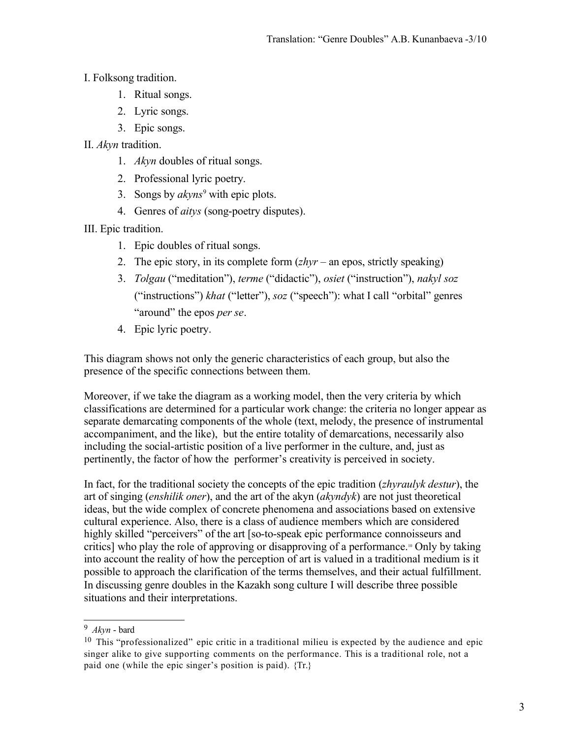I. Folksong tradition.

1. Ritual songs.
2. Lyric songs.
3. Epic songs.

II. *Akyn* tradition.

1. *Akyn* doubles of ritual songs.
2. Professional lyric poetry.
3. Songs by *akyns*[9] with epic plots.
4. Genres of *aitys* (song-poetry disputes).

III. Epic tradition.

1. Epic doubles of ritual songs.
2. The epic story, in its complete form (*zhyr* – an epos, strictly speaking)
3. *Tolgau* ("meditation"), *terme* ("didactic"), *osiet* ("instruction"), *nakyl soz* ("instructions") *khat* ("letter"), *soz* ("speech"): what I call "orbital" genres "around" the epos *per se*.
4. Epic lyric poetry.

This diagram shows not only the generic characteristics of each group, but also the presence of the specific connections between them.

Moreover, if we take the diagram as a working model, then the very criteria by which classifications are determined for a particular work change: the criteria no longer appear as separate demarcating components of the whole (text, melody, the presence of instrumental accompaniment, and the like), but the entire totality of demarcations, necessarily also including the social-artistic position of a live performer in the culture, and, just as pertinently, the factor of how the performer's creativity is perceived in society.

In fact, for the traditional society the concepts of the epic tradition (*zhyraulyk destur*), the art of singing (*enshilik oner*), and the art of the akyn (*akyndyk*) are not just theoretical ideas, but the wide complex of concrete phenomena and associations based on extensive cultural experience. Also, there is a class of audience members which are considered highly skilled "perceivers" of the art [so-to-speak epic performance connoisseurs and critics] who play the role of approving or disapproving of a performance.[10] Only by taking into account the reality of how the perception of art is valued in a traditional medium is it possible to approach the clarification of the terms themselves, and their actual fulfillment. In discussing genre doubles in the Kazakh song culture I will describe three possible situations and their interpretations.

---

[9] *Akyn* - bard

[10] This "professionalized" epic critic in a traditional milieu is expected by the audience and epic singer alike to give supporting comments on the performance. This is a traditional role, not a paid one (while the epic singer's position is paid). {Tr.}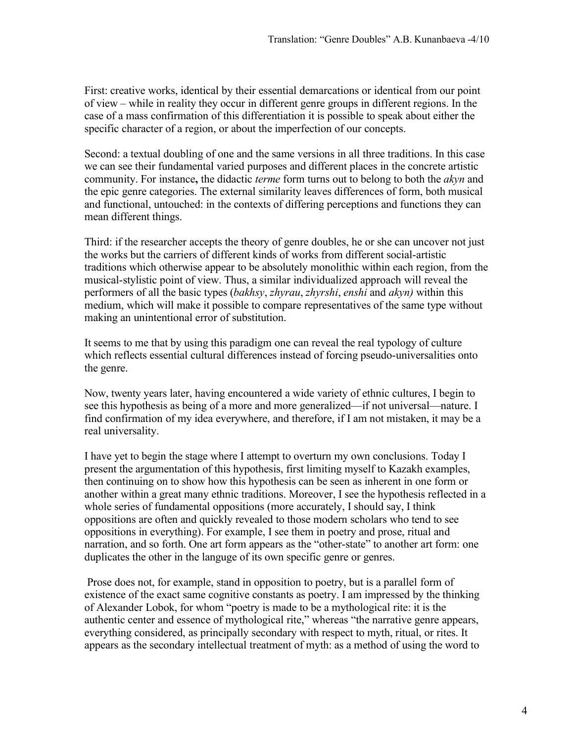First: creative works, identical by their essential demarcations or identical from our point of view – while in reality they occur in different genre groups in different regions. In the case of a mass confirmation of this differentiation it is possible to speak about either the specific character of a region, or about the imperfection of our concepts.

Second: a textual doubling of one and the same versions in all three traditions. In this case we can see their fundamental varied purposes and different places in the concrete artistic community. For instance**,** the didactic *terme* form turns out to belong to both the *akyn* and the epic genre categories. The external similarity leaves differences of form, both musical and functional, untouched: in the contexts of differing perceptions and functions they can mean different things.

Third: if the researcher accepts the theory of genre doubles, he or she can uncover not just the works but the carriers of different kinds of works from different social-artistic traditions which otherwise appear to be absolutely monolithic within each region, from the musical-stylistic point of view. Thus, a similar individualized approach will reveal the performers of all the basic types (*bakhsy*, *zhyrau*, *zhyrshi*, *enshi* and *akyn)* within this medium, which will make it possible to compare representatives of the same type without making an unintentional error of substitution.

It seems to me that by using this paradigm one can reveal the real typology of culture which reflects essential cultural differences instead of forcing pseudo-universalities onto the genre.

Now, twenty years later, having encountered a wide variety of ethnic cultures, I begin to see this hypothesis as being of a more and more generalized—if not universal—nature. I find confirmation of my idea everywhere, and therefore, if I am not mistaken, it may be a real universality.

I have yet to begin the stage where I attempt to overturn my own conclusions. Today I present the argumentation of this hypothesis, first limiting myself to Kazakh examples, then continuing on to show how this hypothesis can be seen as inherent in one form or another within a great many ethnic traditions. Moreover, I see the hypothesis reflected in a whole series of fundamental oppositions (more accurately, I should say, I think oppositions are often and quickly revealed to those modern scholars who tend to see oppositions in everything). For example, I see them in poetry and prose, ritual and narration, and so forth. One art form appears as the "other-state" to another art form: one duplicates the other in the languge of its own specific genre or genres.

Prose does not, for example, stand in opposition to poetry, but is a parallel form of existence of the exact same cognitive constants as poetry. I am impressed by the thinking of Alexander Lobok, for whom "poetry is made to be a mythological rite: it is the authentic center and essence of mythological rite," whereas "the narrative genre appears, everything considered, as principally secondary with respect to myth, ritual, or rites. It appears as the secondary intellectual treatment of myth: as a method of using the word to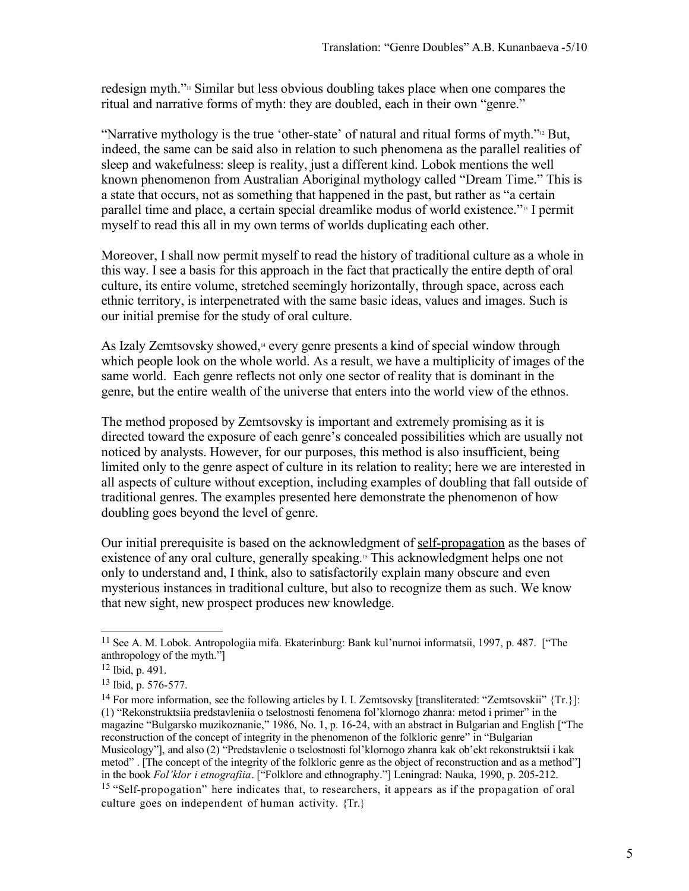redesign myth."[11] Similar but less obvious doubling takes place when one compares the ritual and narrative forms of myth: they are doubled, each in their own "genre."

"Narrative mythology is the true 'other-state' of natural and ritual forms of myth."[12] But, indeed, the same can be said also in relation to such phenomena as the parallel realities of sleep and wakefulness: sleep is reality, just a different kind. Lobok mentions the well known phenomenon from Australian Aboriginal mythology called "Dream Time." This is a state that occurs, not as something that happened in the past, but rather as "a certain parallel time and place, a certain special dreamlike modus of world existence."[13] I permit myself to read this all in my own terms of worlds duplicating each other.

Moreover, I shall now permit myself to read the history of traditional culture as a whole in this way. I see a basis for this approach in the fact that practically the entire depth of oral culture, its entire volume, stretched seemingly horizontally, through space, across each ethnic territory, is interpenetrated with the same basic ideas, values and images. Such is our initial premise for the study of oral culture.

As Izaly Zemtsovsky showed,[14] every genre presents a kind of special window through which people look on the whole world. As a result, we have a multiplicity of images of the same world. Each genre reflects not only one sector of reality that is dominant in the genre, but the entire wealth of the universe that enters into the world view of the ethnos.

The method proposed by Zemtsovsky is important and extremely promising as it is directed toward the exposure of each genre's concealed possibilities which are usually not noticed by analysts. However, for our purposes, this method is also insufficient, being limited only to the genre aspect of culture in its relation to reality; here we are interested in all aspects of culture without exception, including examples of doubling that fall outside of traditional genres. The examples presented here demonstrate the phenomenon of how doubling goes beyond the level of genre.

Our initial prerequisite is based on the acknowledgment of self-propagation as the bases of existence of any oral culture, generally speaking.[15] This acknowledgment helps one not only to understand and, I think, also to satisfactorily explain many obscure and even mysterious instances in traditional culture, but also to recognize them as such. We know that new sight, new prospect produces new knowledge.

---

[11] See A. M. Lobok. Antropologiia mifa. Ekaterinburg: Bank kul'nurnoi informatsii, 1997, p. 487. ["The anthropology of the myth."]

[12] Ibid, p. 491.

[13] Ibid, p. 576-577.

[14] For more information, see the following articles by I. I. Zemtsovsky [transliterated: "Zemtsovskii" {Tr.}]: (1) "Rekonstruktsiia predstavleniia o tselostnosti fenomena fol'klornogo zhanra: metod i primer" in the magazine "Bulgarsko muzikoznanie," 1986, No. 1, p. 16-24, with an abstract in Bulgarian and English ["The reconstruction of the concept of integrity in the phenomenon of the folkloric genre" in "Bulgarian Musicology"], and also (2) "Predstavlenie o tselostnosti fol'klornogo zhanra kak ob'ekt rekonstruktsii i kak metod" . [The concept of the integrity of the folkloric genre as the object of reconstruction and as a method"] in the book *Fol'klor i etnografiia*. ["Folklore and ethnography."] Leningrad: Nauka, 1990, p. 205-212.

[15] "Self-propogation" here indicates that, to researchers, it appears as if the propagation of oral culture goes on independent of human activity. {Tr.}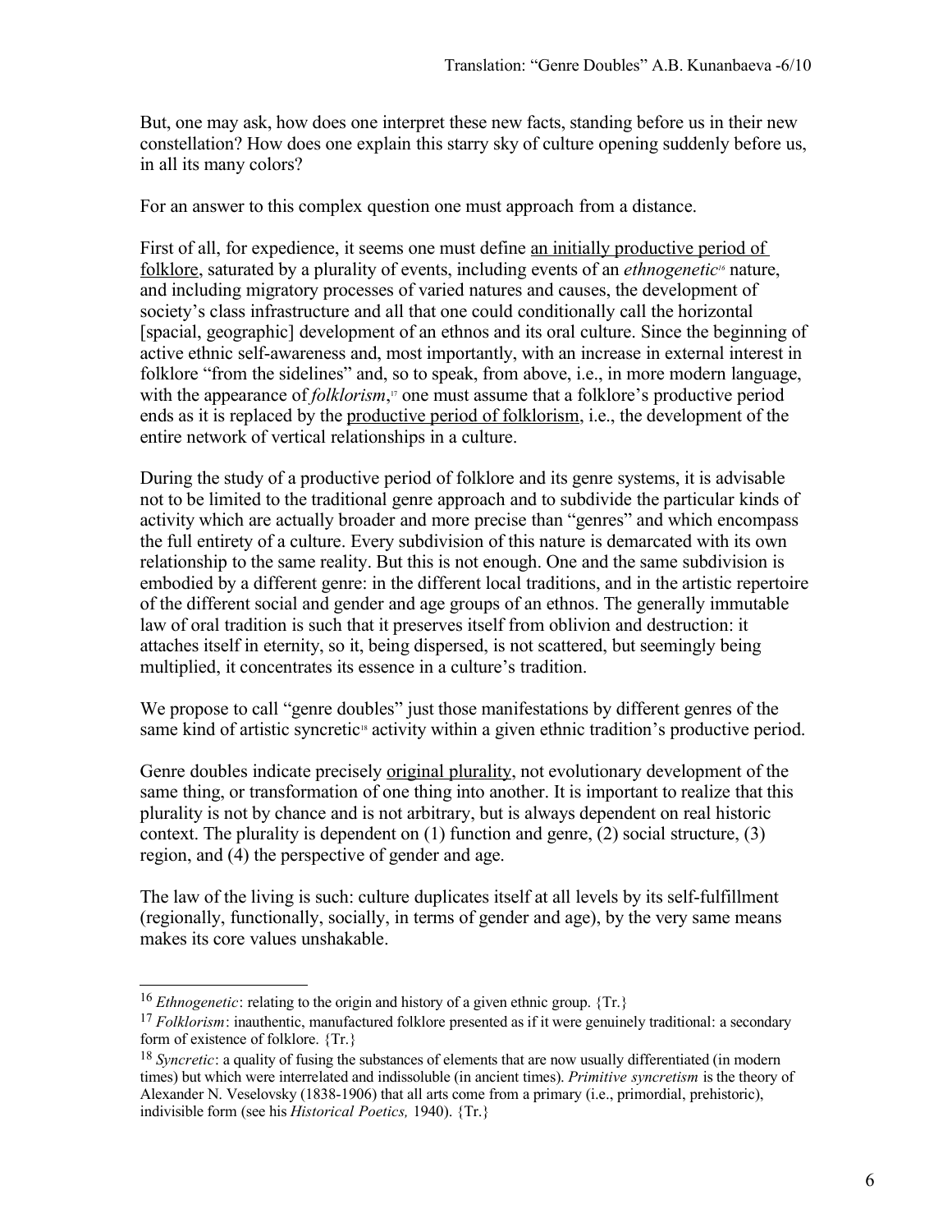But, one may ask, how does one interpret these new facts, standing before us in their new constellation? How does one explain this starry sky of culture opening suddenly before us, in all its many colors?

For an answer to this complex question one must approach from a distance.

First of all, for expedience, it seems one must define an initially productive period of folklore, saturated by a plurality of events, including events of an *ethnogenetic*[16] nature, and including migratory processes of varied natures and causes, the development of society's class infrastructure and all that one could conditionally call the horizontal [spacial, geographic] development of an ethnos and its oral culture. Since the beginning of active ethnic self-awareness and, most importantly, with an increase in external interest in folklore "from the sidelines" and, so to speak, from above, i.e., in more modern language, with the appearance of *folklorism*,[17] one must assume that a folklore's productive period ends as it is replaced by the productive period of folklorism, i.e., the development of the entire network of vertical relationships in a culture.

During the study of a productive period of folklore and its genre systems, it is advisable not to be limited to the traditional genre approach and to subdivide the particular kinds of activity which are actually broader and more precise than "genres" and which encompass the full entirety of a culture. Every subdivision of this nature is demarcated with its own relationship to the same reality. But this is not enough. One and the same subdivision is embodied by a different genre: in the different local traditions, and in the artistic repertoire of the different social and gender and age groups of an ethnos. The generally immutable law of oral tradition is such that it preserves itself from oblivion and destruction: it attaches itself in eternity, so it, being dispersed, is not scattered, but seemingly being multiplied, it concentrates its essence in a culture's tradition.

We propose to call "genre doubles" just those manifestations by different genres of the same kind of artistic syncretic[18] activity within a given ethnic tradition's productive period.

Genre doubles indicate precisely original plurality, not evolutionary development of the same thing, or transformation of one thing into another. It is important to realize that this plurality is not by chance and is not arbitrary, but is always dependent on real historic context. The plurality is dependent on (1) function and genre, (2) social structure, (3) region, and (4) the perspective of gender and age.

The law of the living is such: culture duplicates itself at all levels by its self-fulfillment (regionally, functionally, socially, in terms of gender and age), by the very same means makes its core values unshakable.

---

[16] *Ethnogenetic*: relating to the origin and history of a given ethnic group. {Tr.}

[17] *Folklorism*: inauthentic, manufactured folklore presented as if it were genuinely traditional: a secondary form of existence of folklore. {Tr.}

[18] *Syncretic*: a quality of fusing the substances of elements that are now usually differentiated (in modern times) but which were interrelated and indissoluble (in ancient times). *Primitive syncretism* is the theory of Alexander N. Veselovsky (1838-1906) that all arts come from a primary (i.e., primordial, prehistoric), indivisible form (see his *Historical Poetics,* 1940). {Tr.}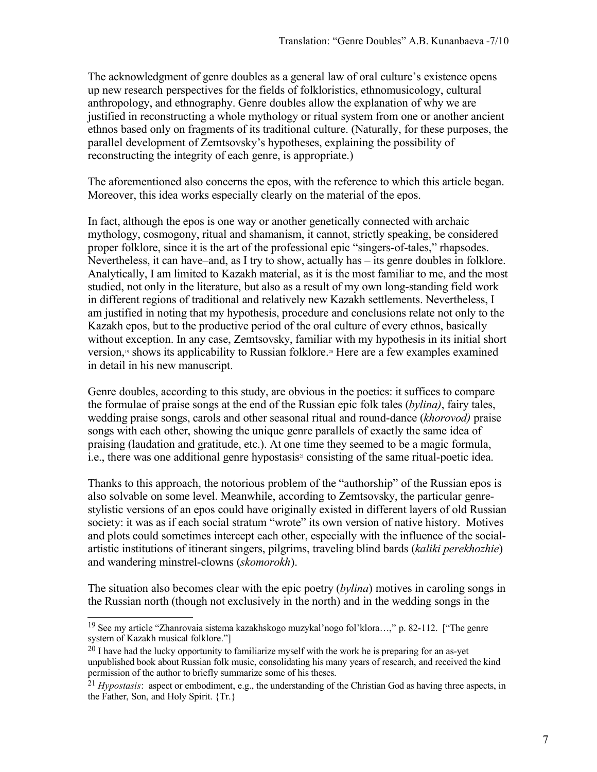The acknowledgment of genre doubles as a general law of oral culture's existence opens up new research perspectives for the fields of folkloristics, ethnomusicology, cultural anthropology, and ethnography. Genre doubles allow the explanation of why we are justified in reconstructing a whole mythology or ritual system from one or another ancient ethnos based only on fragments of its traditional culture. (Naturally, for these purposes, the parallel development of Zemtsovsky's hypotheses, explaining the possibility of reconstructing the integrity of each genre, is appropriate.)

The aforementioned also concerns the epos, with the reference to which this article began. Moreover, this idea works especially clearly on the material of the epos.

In fact, although the epos is one way or another genetically connected with archaic mythology, cosmogony, ritual and shamanism, it cannot, strictly speaking, be considered proper folklore, since it is the art of the professional epic "singers-of-tales," rhapsodes. Nevertheless, it can have–and, as I try to show, actually has – its genre doubles in folklore. Analytically, I am limited to Kazakh material, as it is the most familiar to me, and the most studied, not only in the literature, but also as a result of my own long-standing field work in different regions of traditional and relatively new Kazakh settlements. Nevertheless, I am justified in noting that my hypothesis, procedure and conclusions relate not only to the Kazakh epos, but to the productive period of the oral culture of every ethnos, basically without exception. In any case, Zemtsovsky, familiar with my hypothesis in its initial short version,[19] shows its applicability to Russian folklore.[20] Here are a few examples examined in detail in his new manuscript.

Genre doubles, according to this study, are obvious in the poetics: it suffices to compare the formulae of praise songs at the end of the Russian epic folk tales (*bylina)*, fairy tales, wedding praise songs, carols and other seasonal ritual and round-dance (*khorovod)* praise songs with each other, showing the unique genre parallels of exactly the same idea of praising (laudation and gratitude, etc.). At one time they seemed to be a magic formula, i.e., there was one additional genre hypostasis[21] consisting of the same ritual-poetic idea.

Thanks to this approach, the notorious problem of the "authorship" of the Russian epos is also solvable on some level. Meanwhile, according to Zemtsovsky, the particular genre-stylistic versions of an epos could have originally existed in different layers of old Russian society: it was as if each social stratum "wrote" its own version of native history. Motives and plots could sometimes intercept each other, especially with the influence of the social-artistic institutions of itinerant singers, pilgrims, traveling blind bards (*kaliki perekhozhie*) and wandering minstrel-clowns (*skomorokh*).

The situation also becomes clear with the epic poetry (*bylina*) motives in caroling songs in the Russian north (though not exclusively in the north) and in the wedding songs in the

---

[19] See my article "Zhanrovaia sistema kazakhskogo muzykal'nogo fol'klora…," p. 82-112. ["The genre system of Kazakh musical folklore."]

[20] I have had the lucky opportunity to familiarize myself with the work he is preparing for an as-yet unpublished book about Russian folk music, consolidating his many years of research, and received the kind permission of the author to briefly summarize some of his theses.

[21] *Hypostasis*: aspect or embodiment, e.g., the understanding of the Christian God as having three aspects, in the Father, Son, and Holy Spirit. {Tr.}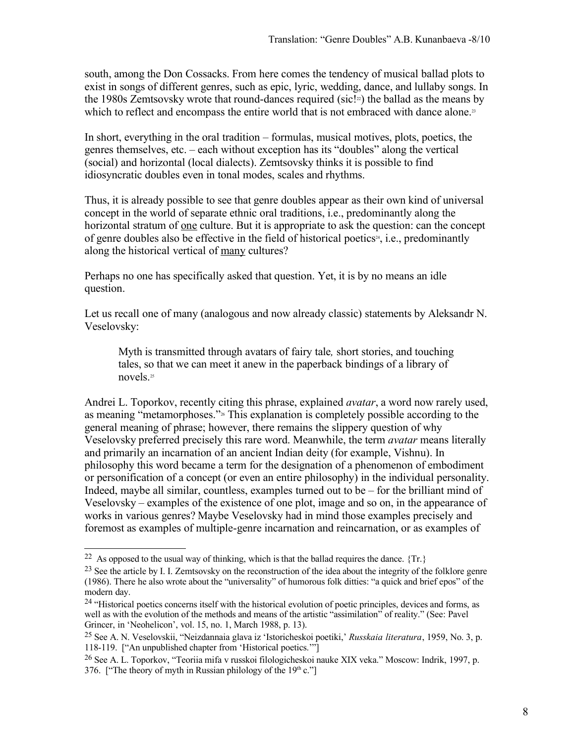south, among the Don Cossacks. From here comes the tendency of musical ballad plots to exist in songs of different genres, such as epic, lyric, wedding, dance, and lullaby songs. In the 1980s Zemtsovsky wrote that round-dances required (sic![22]) the ballad as the means by which to reflect and encompass the entire world that is not embraced with dance alone.[23]

In short, everything in the oral tradition – formulas, musical motives, plots, poetics, the genres themselves, etc. – each without exception has its "doubles" along the vertical (social) and horizontal (local dialects). Zemtsovsky thinks it is possible to find idiosyncratic doubles even in tonal modes, scales and rhythms.

Thus, it is already possible to see that genre doubles appear as their own kind of universal concept in the world of separate ethnic oral traditions, i.e., predominantly along the horizontal stratum of <u>one</u> culture. But it is appropriate to ask the question: can the concept of genre doubles also be effective in the field of historical poetics[24], i.e., predominantly along the historical vertical of <u>many</u> cultures?

Perhaps no one has specifically asked that question. Yet, it is by no means an idle question.

Let us recall one of many (analogous and now already classic) statements by Aleksandr N. Veselovsky:

> Myth is transmitted through avatars of fairy tale*,* short stories, and touching tales, so that we can meet it anew in the paperback bindings of a library of novels.[25]

Andrei L. Toporkov, recently citing this phrase, explained *avatar*, a word now rarely used, as meaning "metamorphoses."[26] This explanation is completely possible according to the general meaning of phrase; however, there remains the slippery question of why Veselovsky preferred precisely this rare word. Meanwhile, the term *avatar* means literally and primarily an incarnation of an ancient Indian deity (for example, Vishnu). In philosophy this word became a term for the designation of a phenomenon of embodiment or personification of a concept (or even an entire philosophy) in the individual personality. Indeed, maybe all similar, countless, examples turned out to be – for the brilliant mind of Veselovsky – examples of the existence of one plot, image and so on, in the appearance of works in various genres? Maybe Veselovsky had in mind those examples precisely and foremost as examples of multiple-genre incarnation and reincarnation, or as examples of

---

[22] As opposed to the usual way of thinking, which is that the ballad requires the dance. {Tr.}

[23] See the article by I. I. Zemtsovsky on the reconstruction of the idea about the integrity of the folklore genre (1986). There he also wrote about the "universality" of humorous folk ditties: "a quick and brief epos" of the modern day.

[24] "Historical poetics concerns itself with the historical evolution of poetic principles, devices and forms, as well as with the evolution of the methods and means of the artistic "assimilation" of reality." (See: Pavel Grincer, in 'Neohelicon', vol. 15, no. 1, March 1988, p. 13).

[25] See A. N. Veselovskii, "Neizdannaia glava iz 'Istoricheskoi poetiki,' *Russkaia literatura*, 1959, No. 3, p. 118-119. ["An unpublished chapter from 'Historical poetics.'"]

[26] See A. L. Toporkov, "Teoriia mifa v russkoi filologicheskoi nauke XIX veka." Moscow: Indrik, 1997, p. 376. ["The theory of myth in Russian philology of the 19th c."]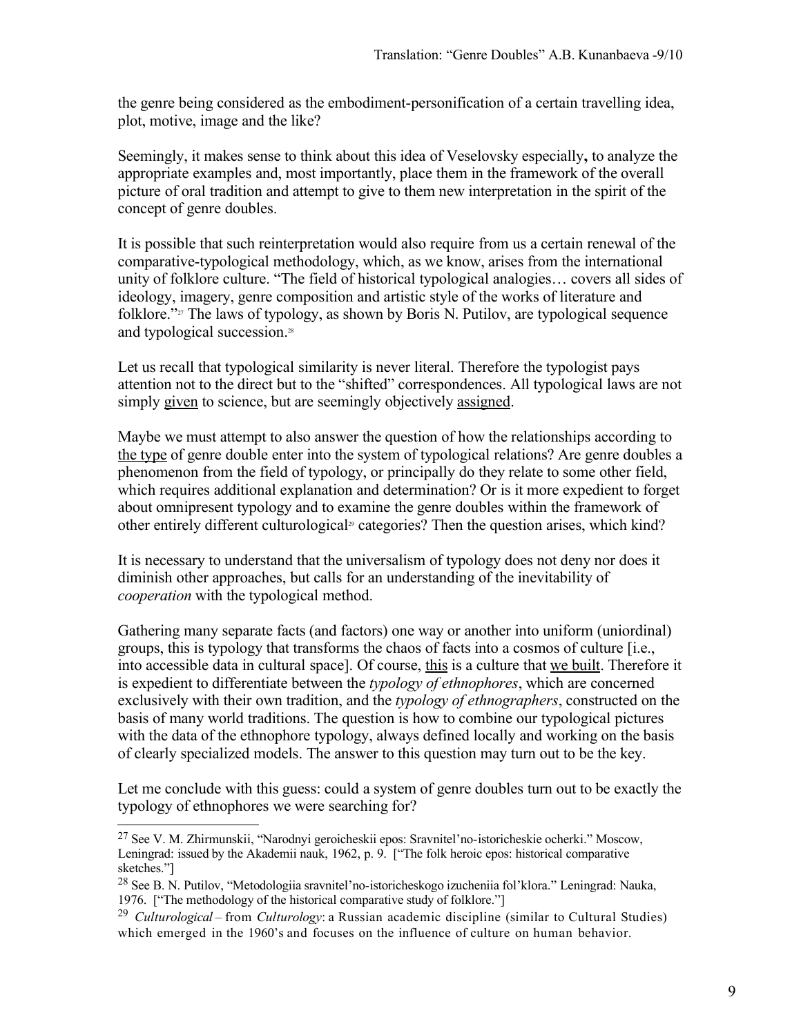the genre being considered as the embodiment-personification of a certain travelling idea, plot, motive, image and the like?

Seemingly, it makes sense to think about this idea of Veselovsky especially**,** to analyze the appropriate examples and, most importantly, place them in the framework of the overall picture of oral tradition and attempt to give to them new interpretation in the spirit of the concept of genre doubles.

It is possible that such reinterpretation would also require from us a certain renewal of the comparative-typological methodology, which, as we know, arises from the international unity of folklore culture. "The field of historical typological analogies… covers all sides of ideology, imagery, genre composition and artistic style of the works of literature and folklore."[27] The laws of typology, as shown by Boris N. Putilov, are typological sequence and typological succession.[28]

Let us recall that typological similarity is never literal. Therefore the typologist pays attention not to the direct but to the "shifted" correspondences. All typological laws are not simply <u>given</u> to science, but are seemingly objectively <u>assigned</u>.

Maybe we must attempt to also answer the question of how the relationships according to <u>the type</u> of genre double enter into the system of typological relations? Are genre doubles a phenomenon from the field of typology, or principally do they relate to some other field, which requires additional explanation and determination? Or is it more expedient to forget about omnipresent typology and to examine the genre doubles within the framework of other entirely different culturological[29] categories? Then the question arises, which kind?

It is necessary to understand that the universalism of typology does not deny nor does it diminish other approaches, but calls for an understanding of the inevitability of *cooperation* with the typological method.

Gathering many separate facts (and factors) one way or another into uniform (uniordinal) groups, this is typology that transforms the chaos of facts into a cosmos of culture [i.e., into accessible data in cultural space]. Of course, <u>this</u> is a culture that <u>we built</u>. Therefore it is expedient to differentiate between the *typology of ethnophores*, which are concerned exclusively with their own tradition, and the *typology of ethnographers*, constructed on the basis of many world traditions. The question is how to combine our typological pictures with the data of the ethnophore typology, always defined locally and working on the basis of clearly specialized models. The answer to this question may turn out to be the key.

Let me conclude with this guess: could a system of genre doubles turn out to be exactly the typology of ethnophores we were searching for?

---

[27] See V. M. Zhirmunskii, "Narodnyi geroicheskii epos: Sravnitel'no-istoricheskie ocherki." Moscow, Leningrad: issued by the Akademii nauk, 1962, p. 9. ["The folk heroic epos: historical comparative sketches."]

[28] See B. N. Putilov, "Metodologiia sravnitel'no-istoricheskogo izucheniia fol'klora." Leningrad: Nauka, 1976. ["The methodology of the historical comparative study of folklore."]

[29] *Culturological* – from *Culturology*: a Russian academic discipline (similar to Cultural Studies) which emerged in the 1960's and focuses on the influence of culture on human behavior.